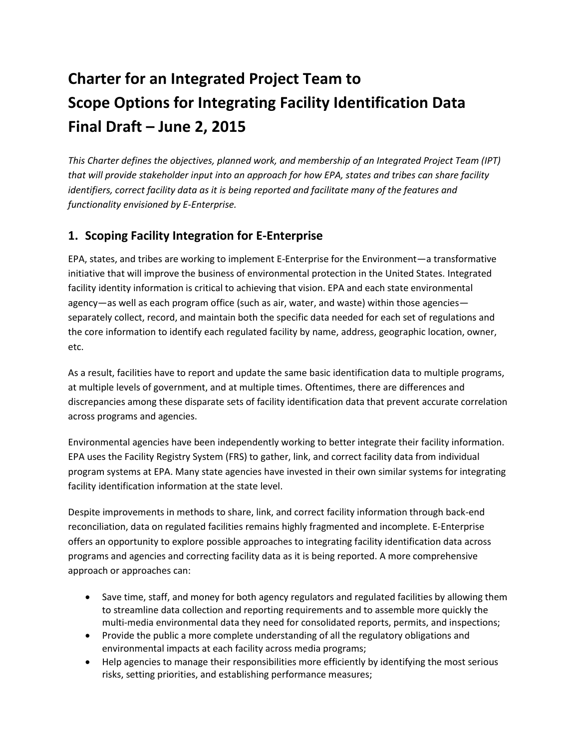# Charter for an Integrated Project Team to Scope Options for Integrating Facility Identification Data Final Draft – June 2, 2015

*This Charter defines the objectives, planned work, and membership of an Integrated Project Team (IPT) that will provide stakeholder input into an approach for how EPA, states and tribes can share facility identifiers, correct facility data as it is being reported and facilitate many of the features and functionality envisioned by E-Enterprise.*

## 1. Scoping Facility Integration for E-Enterprise

EPA, states, and tribes are working to implement E-Enterprise for the Environment—a transformative initiative that will improve the business of environmental protection in the United States. Integrated facility identity information is critical to achieving that vision. EPA and each state environmental agency—as well as each program office (such as air, water, and waste) within those agencies—separately collect, record, and maintain both the specific data needed for each set of regulations and the core information to identify each regulated facility by name, address, geographic location, owner, etc.

As a result, facilities have to report and update the same basic identification data to multiple programs, at multiple levels of government, and at multiple times. Oftentimes, there are differences and discrepancies among these disparate sets of facility identification data that prevent accurate correlation across programs and agencies.

Environmental agencies have been independently working to better integrate their facility information. EPA uses the Facility Registry System (FRS) to gather, link, and correct facility data from individual program systems at EPA. Many state agencies have invested in their own similar systems for integrating facility identification information at the state level.

Despite improvements in methods to share, link, and correct facility information through back-end reconciliation, data on regulated facilities remains highly fragmented and incomplete. E-Enterprise offers an opportunity to explore possible approaches to integrating facility identification data across programs and agencies and correcting facility data as it is being reported. A more comprehensive approach or approaches can:

- Save time, staff, and money for both agency regulators and regulated facilities by allowing them to streamline data collection and reporting requirements and to assemble more quickly the multi-media environmental data they need for consolidated reports, permits, and inspections;
- Provide the public a more complete understanding of all the regulatory obligations and environmental impacts at each facility across media programs;
- Help agencies to manage their responsibilities more efficiently by identifying the most serious risks, setting priorities, and establishing performance measures;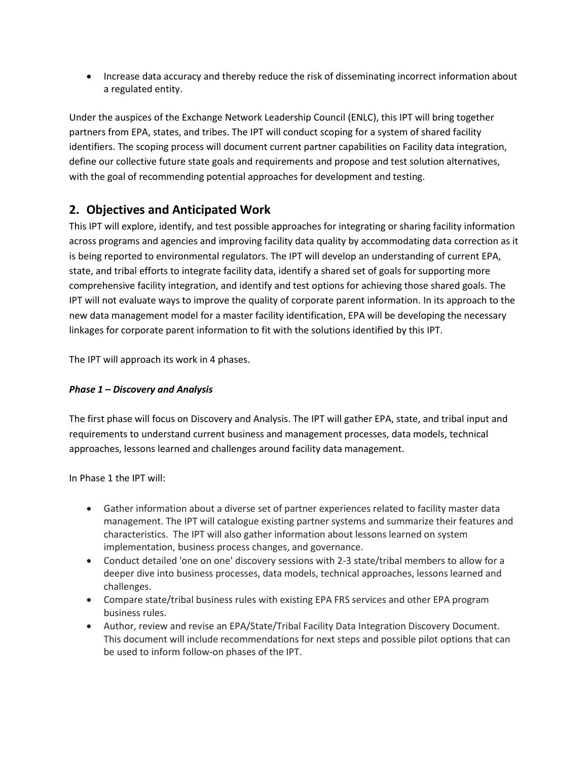- Increase data accuracy and thereby reduce the risk of disseminating incorrect information about a regulated entity.

Under the auspices of the Exchange Network Leadership Council (ENLC), this IPT will bring together partners from EPA, states, and tribes. The IPT will conduct scoping for a system of shared facility identifiers. The scoping process will document current partner capabilities on Facility data integration, define our collective future state goals and requirements and propose and test solution alternatives, with the goal of recommending potential approaches for development and testing.

## 2. Objectives and Anticipated Work

This IPT will explore, identify, and test possible approaches for integrating or sharing facility information across programs and agencies and improving facility data quality by accommodating data correction as it is being reported to environmental regulators. The IPT will develop an understanding of current EPA, state, and tribal efforts to integrate facility data, identify a shared set of goals for supporting more comprehensive facility integration, and identify and test options for achieving those shared goals. The IPT will not evaluate ways to improve the quality of corporate parent information. In its approach to the new data management model for a master facility identification, EPA will be developing the necessary linkages for corporate parent information to fit with the solutions identified by this IPT.

The IPT will approach its work in 4 phases.

***Phase 1 – Discovery and Analysis***

The first phase will focus on Discovery and Analysis. The IPT will gather EPA, state, and tribal input and requirements to understand current business and management processes, data models, technical approaches, lessons learned and challenges around facility data management.

In Phase 1 the IPT will:

- Gather information about a diverse set of partner experiences related to facility master data management. The IPT will catalogue existing partner systems and summarize their features and characteristics. The IPT will also gather information about lessons learned on system implementation, business process changes, and governance.
- Conduct detailed 'one on one' discovery sessions with 2-3 state/tribal members to allow for a deeper dive into business processes, data models, technical approaches, lessons learned and challenges.
- Compare state/tribal business rules with existing EPA FRS services and other EPA program business rules.
- Author, review and revise an EPA/State/Tribal Facility Data Integration Discovery Document. This document will include recommendations for next steps and possible pilot options that can be used to inform follow-on phases of the IPT.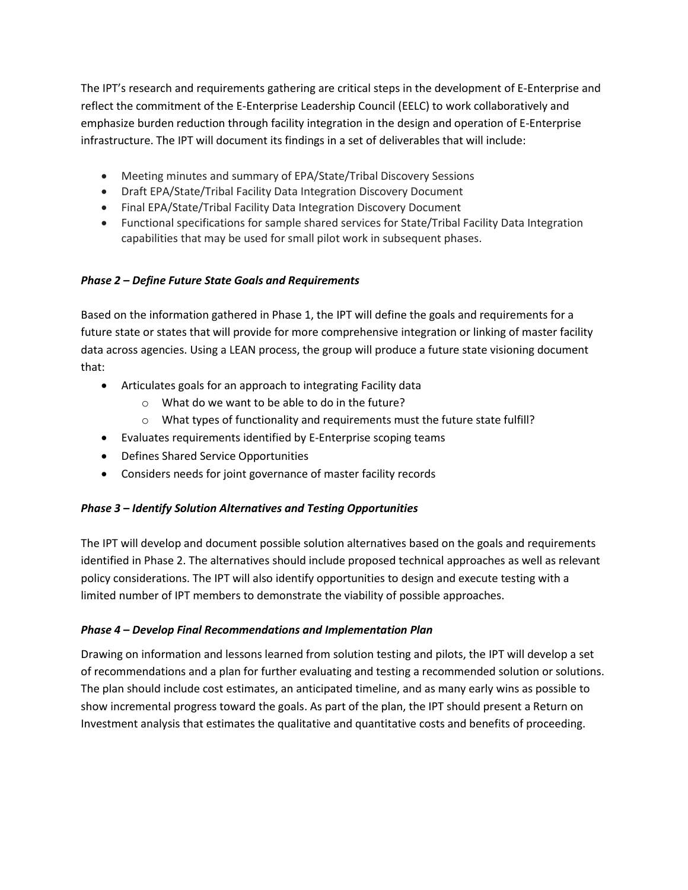The IPT's research and requirements gathering are critical steps in the development of E-Enterprise and reflect the commitment of the E-Enterprise Leadership Council (EELC) to work collaboratively and emphasize burden reduction through facility integration in the design and operation of E-Enterprise infrastructure. The IPT will document its findings in a set of deliverables that will include:

- Meeting minutes and summary of EPA/State/Tribal Discovery Sessions
- Draft EPA/State/Tribal Facility Data Integration Discovery Document
- Final EPA/State/Tribal Facility Data Integration Discovery Document
- Functional specifications for sample shared services for State/Tribal Facility Data Integration capabilities that may be used for small pilot work in subsequent phases.

***Phase 2 – Define Future State Goals and Requirements***

Based on the information gathered in Phase 1, the IPT will define the goals and requirements for a future state or states that will provide for more comprehensive integration or linking of master facility data across agencies. Using a LEAN process, the group will produce a future state visioning document that:

- Articulates goals for an approach to integrating Facility data
  - What do we want to be able to do in the future?
  - What types of functionality and requirements must the future state fulfill?
- Evaluates requirements identified by E-Enterprise scoping teams
- Defines Shared Service Opportunities
- Considers needs for joint governance of master facility records

***Phase 3 – Identify Solution Alternatives and Testing Opportunities***

The IPT will develop and document possible solution alternatives based on the goals and requirements identified in Phase 2. The alternatives should include proposed technical approaches as well as relevant policy considerations. The IPT will also identify opportunities to design and execute testing with a limited number of IPT members to demonstrate the viability of possible approaches.

***Phase 4 – Develop Final Recommendations and Implementation Plan***

Drawing on information and lessons learned from solution testing and pilots, the IPT will develop a set of recommendations and a plan for further evaluating and testing a recommended solution or solutions. The plan should include cost estimates, an anticipated timeline, and as many early wins as possible to show incremental progress toward the goals. As part of the plan, the IPT should present a Return on Investment analysis that estimates the qualitative and quantitative costs and benefits of proceeding.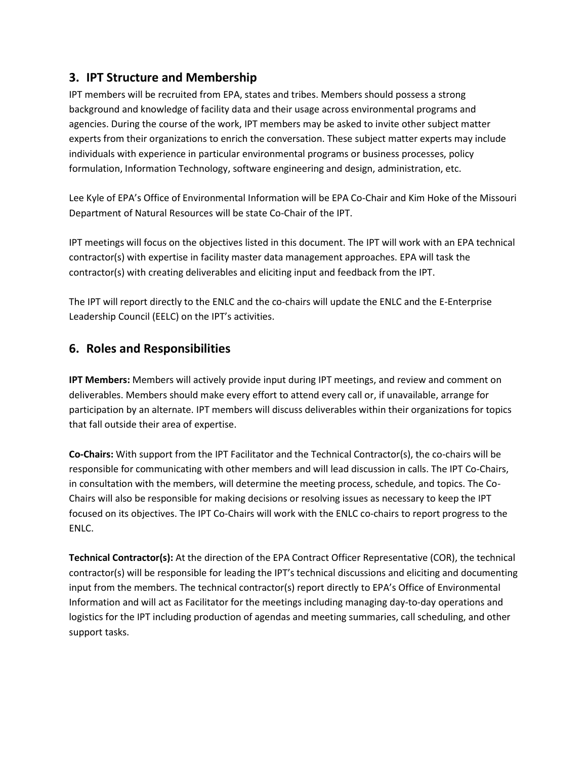## 3. IPT Structure and Membership

IPT members will be recruited from EPA, states and tribes. Members should possess a strong background and knowledge of facility data and their usage across environmental programs and agencies. During the course of the work, IPT members may be asked to invite other subject matter experts from their organizations to enrich the conversation. These subject matter experts may include individuals with experience in particular environmental programs or business processes, policy formulation, Information Technology, software engineering and design, administration, etc.

Lee Kyle of EPA's Office of Environmental Information will be EPA Co-Chair and Kim Hoke of the Missouri Department of Natural Resources will be state Co-Chair of the IPT.

IPT meetings will focus on the objectives listed in this document. The IPT will work with an EPA technical contractor(s) with expertise in facility master data management approaches. EPA will task the contractor(s) with creating deliverables and eliciting input and feedback from the IPT.

The IPT will report directly to the ENLC and the co-chairs will update the ENLC and the E-Enterprise Leadership Council (EELC) on the IPT's activities.

## 6. Roles and Responsibilities

**IPT Members:** Members will actively provide input during IPT meetings, and review and comment on deliverables. Members should make every effort to attend every call or, if unavailable, arrange for participation by an alternate. IPT members will discuss deliverables within their organizations for topics that fall outside their area of expertise.

**Co-Chairs:** With support from the IPT Facilitator and the Technical Contractor(s), the co-chairs will be responsible for communicating with other members and will lead discussion in calls. The IPT Co-Chairs, in consultation with the members, will determine the meeting process, schedule, and topics. The Co-Chairs will also be responsible for making decisions or resolving issues as necessary to keep the IPT focused on its objectives. The IPT Co-Chairs will work with the ENLC co-chairs to report progress to the ENLC.

**Technical Contractor(s):** At the direction of the EPA Contract Officer Representative (COR), the technical contractor(s) will be responsible for leading the IPT's technical discussions and eliciting and documenting input from the members. The technical contractor(s) report directly to EPA's Office of Environmental Information and will act as Facilitator for the meetings including managing day-to-day operations and logistics for the IPT including production of agendas and meeting summaries, call scheduling, and other support tasks.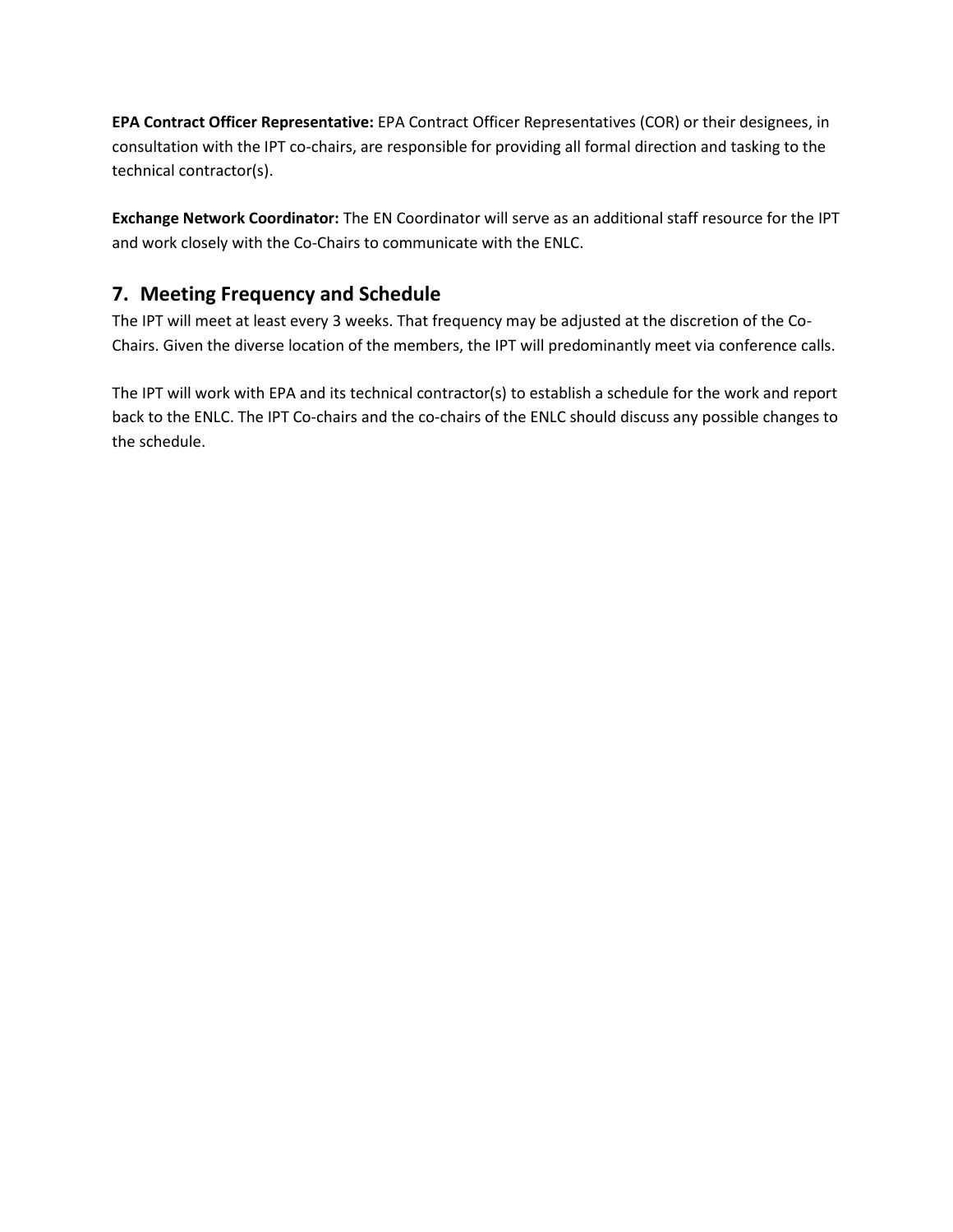**EPA Contract Officer Representative:** EPA Contract Officer Representatives (COR) or their designees, in consultation with the IPT co-chairs, are responsible for providing all formal direction and tasking to the technical contractor(s).

**Exchange Network Coordinator:** The EN Coordinator will serve as an additional staff resource for the IPT and work closely with the Co-Chairs to communicate with the ENLC.

## 7. Meeting Frequency and Schedule

The IPT will meet at least every 3 weeks. That frequency may be adjusted at the discretion of the Co-Chairs. Given the diverse location of the members, the IPT will predominantly meet via conference calls.

The IPT will work with EPA and its technical contractor(s) to establish a schedule for the work and report back to the ENLC. The IPT Co-chairs and the co-chairs of the ENLC should discuss any possible changes to the schedule.